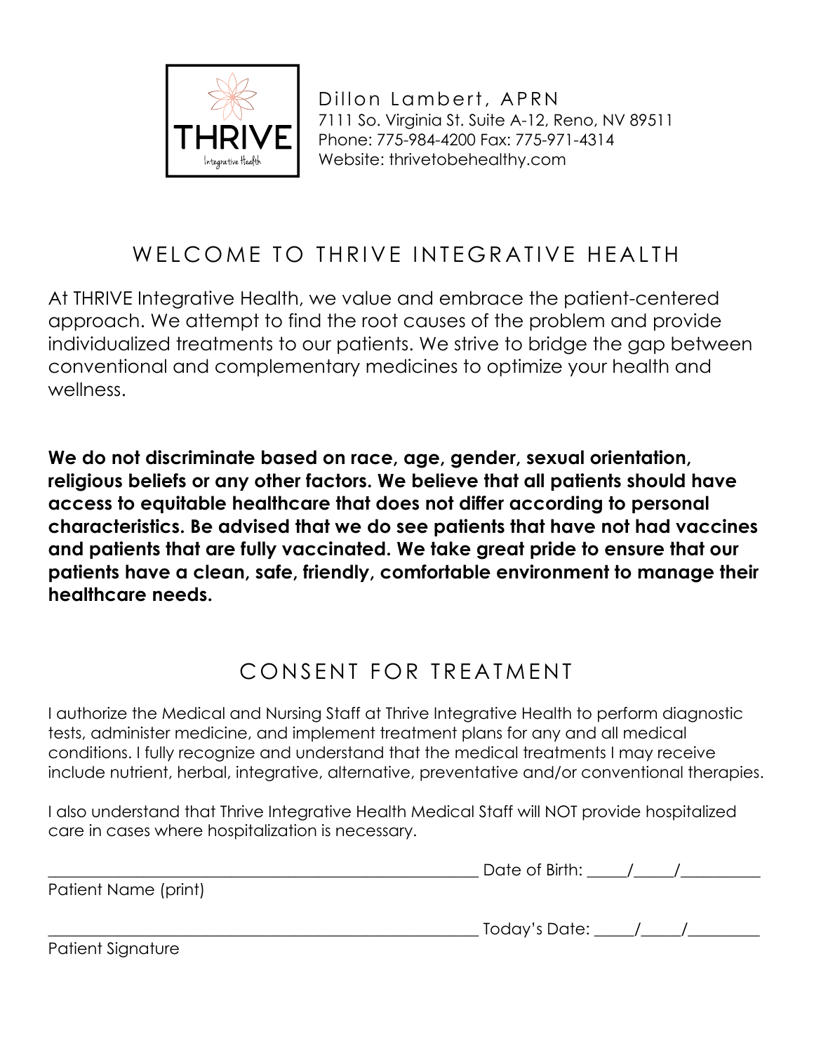THRIVE
Integrative Health

Dillon Lambert, APRN
7111 So. Virginia St. Suite A-12, Reno, NV 89511
Phone: 775-984-4200 Fax: 775-971-4314
Website: thrivetobehealthy.com

# WELCOME TO THRIVE INTEGRATIVE HEALTH

At THRIVE Integrative Health, we value and embrace the patient-centered approach. We attempt to find the root causes of the problem and provide individualized treatments to our patients. We strive to bridge the gap between conventional and complementary medicines to optimize your health and wellness.

**We do not discriminate based on race, age, gender, sexual orientation, religious beliefs or any other factors. We believe that all patients should have access to equitable healthcare that does not differ according to personal characteristics. Be advised that we do see patients that have not had vaccines and patients that are fully vaccinated. We take great pride to ensure that our patients have a clean, safe, friendly, comfortable environment to manage their healthcare needs.**

# CONSENT FOR TREATMENT

I authorize the Medical and Nursing Staff at Thrive Integrative Health to perform diagnostic tests, administer medicine, and implement treatment plans for any and all medical conditions. I fully recognize and understand that the medical treatments I may receive include nutrient, herbal, integrative, alternative, preventative and/or conventional therapies.

I also understand that Thrive Integrative Health Medical Staff will NOT provide hospitalized care in cases where hospitalization is necessary.

_______________________________________________ Date of Birth: _____/_____/__________
Patient Name (print)

_______________________________________________ Today's Date: _____/_____/_________
Patient Signature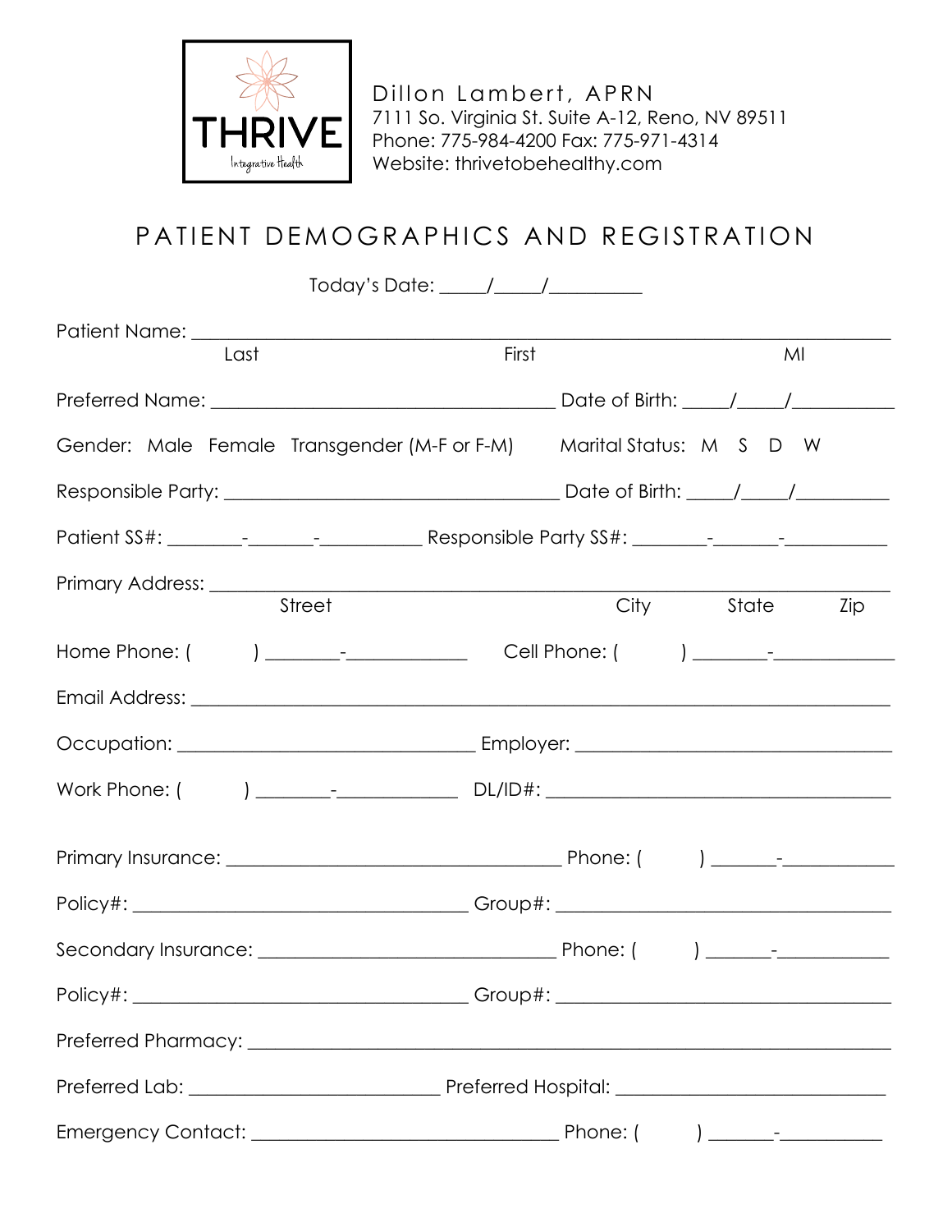THRIVE
Integrative Health

Dillon Lambert, APRN
7111 So. Virginia St. Suite A-12, Reno, NV 89511
Phone: 775-984-4200 Fax: 775-971-4314
Website: thrivetobehealthy.com

# PATIENT DEMOGRAPHICS AND REGISTRATION

Today's Date: _____/_____/__________

Patient Name: ______________________________________________________________________________
Last First MI

Preferred Name: ____________________________________ Date of Birth: _____/_____/___________

Gender: Male Female Transgender (M-F or F-M) Marital Status: M S D W

Responsible Party: ___________________________________ Date of Birth: _____/_____/__________

Patient SS#: ________-_______-___________ Responsible Party SS#: ________-_______-___________

Primary Address: ___________________________________________________________________________
Street City State Zip

Home Phone: ( ) ________-_____________ Cell Phone: ( ) ________-_____________

Email Address: ______________________________________________________________________________

Occupation: _______________________________ Employer: __________________________________

Work Phone: ( ) ________-_____________ DL/ID#: ___________________________________

Primary Insurance: ___________________________________ Phone: ( ) _______-____________

Policy#: ___________________________________ Group#: ___________________________________

Secondary Insurance: _______________________________ Phone: ( ) _______-____________

Policy#: ___________________________________ Group#: ___________________________________

Preferred Pharmacy: _________________________________________________________________________

Preferred Lab: __________________________ Preferred Hospital: ____________________________

Emergency Contact: ________________________________ Phone: ( ) _______-___________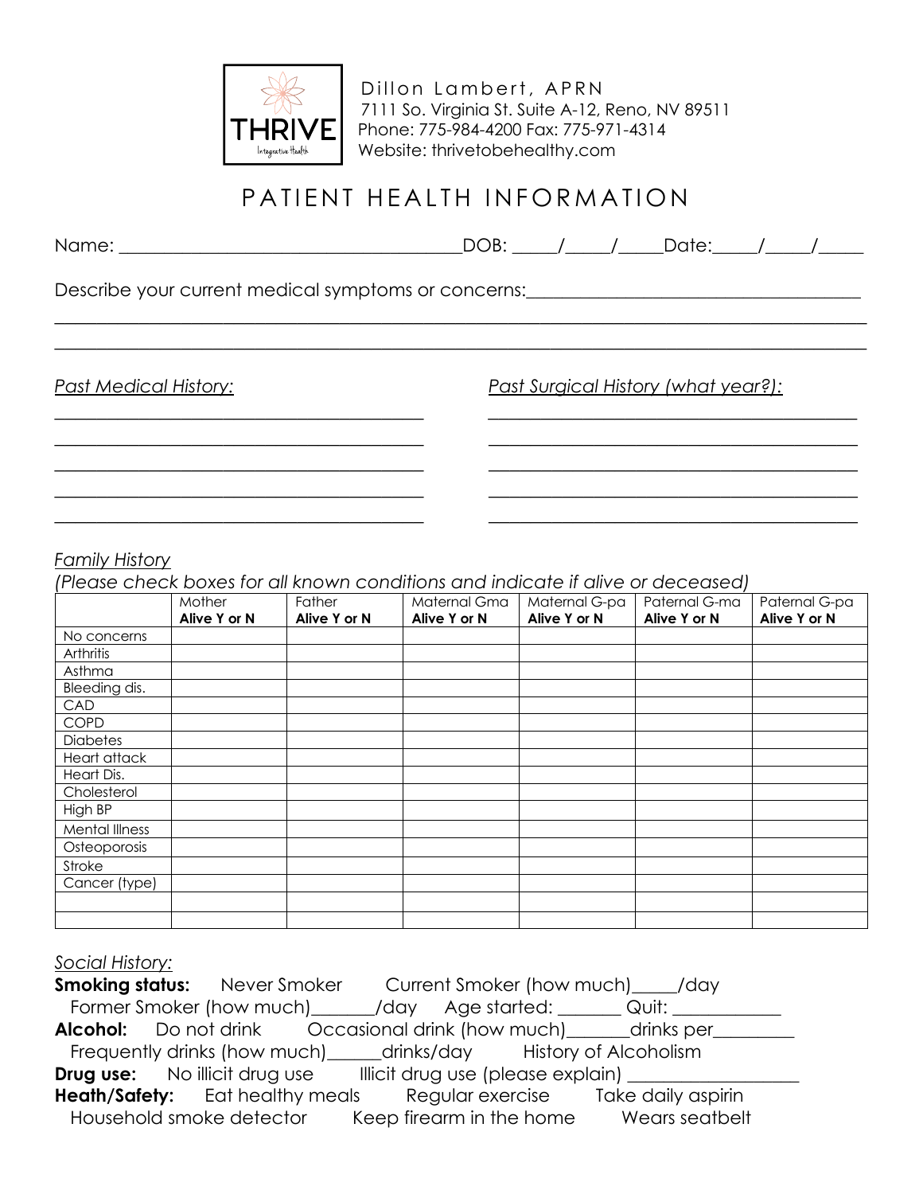THRIVE Integrative Health

Dillon Lambert, APRN
7111 So. Virginia St. Suite A-12, Reno, NV 89511
Phone: 775-984-4200 Fax: 775-971-4314
Website: thrivetobehealthy.com

# PATIENT HEALTH INFORMATION

Name: ______________________________________DOB: _____/_____/_____Date:_____/_____/_____

Describe your current medical symptoms or concerns:____________________________________
_____________________________________________________________________________________
_____________________________________________________________________________________

*Past Medical History:*
________________________________________
________________________________________
________________________________________
________________________________________
________________________________________

*Past Surgical History (what year?):*
________________________________________
________________________________________
________________________________________
________________________________________
________________________________________

*Family History*
*(Please check boxes for all known conditions and indicate if alive or deceased)*

| | Mother **Alive Y or N** | Father **Alive Y or N** | Maternal Gma **Alive Y or N** | Maternal G-pa **Alive Y or N** | Paternal G-ma **Alive Y or N** | Paternal G-pa **Alive Y or N** |
|---|---|---|---|---|---|---|
| No concerns | | | | | | |
| Arthritis | | | | | | |
| Asthma | | | | | | |
| Bleeding dis. | | | | | | |
| CAD | | | | | | |
| COPD | | | | | | |
| Diabetes | | | | | | |
| Heart attack | | | | | | |
| Heart Dis. | | | | | | |
| Cholesterol | | | | | | |
| High BP | | | | | | |
| Mental Illness | | | | | | |
| Osteoporosis | | | | | | |
| Stroke | | | | | | |
| Cancer (type) | | | | | | |
| | | | | | | |
| | | | | | | |

*Social History:*

**Smoking status:** Never Smoker Current Smoker (how much)_____/day
Former Smoker (how much)_______/day Age started: _______ Quit: ____________

**Alcohol:** Do not drink Occasional drink (how much)_______drinks per_________
Frequently drinks (how much)______drinks/day History of Alcoholism

**Drug use:** No illicit drug use Illicit drug use (please explain) __________________

**Heath/Safety:** Eat healthy meals Regular exercise Take daily aspirin
Household smoke detector Keep firearm in the home Wears seatbelt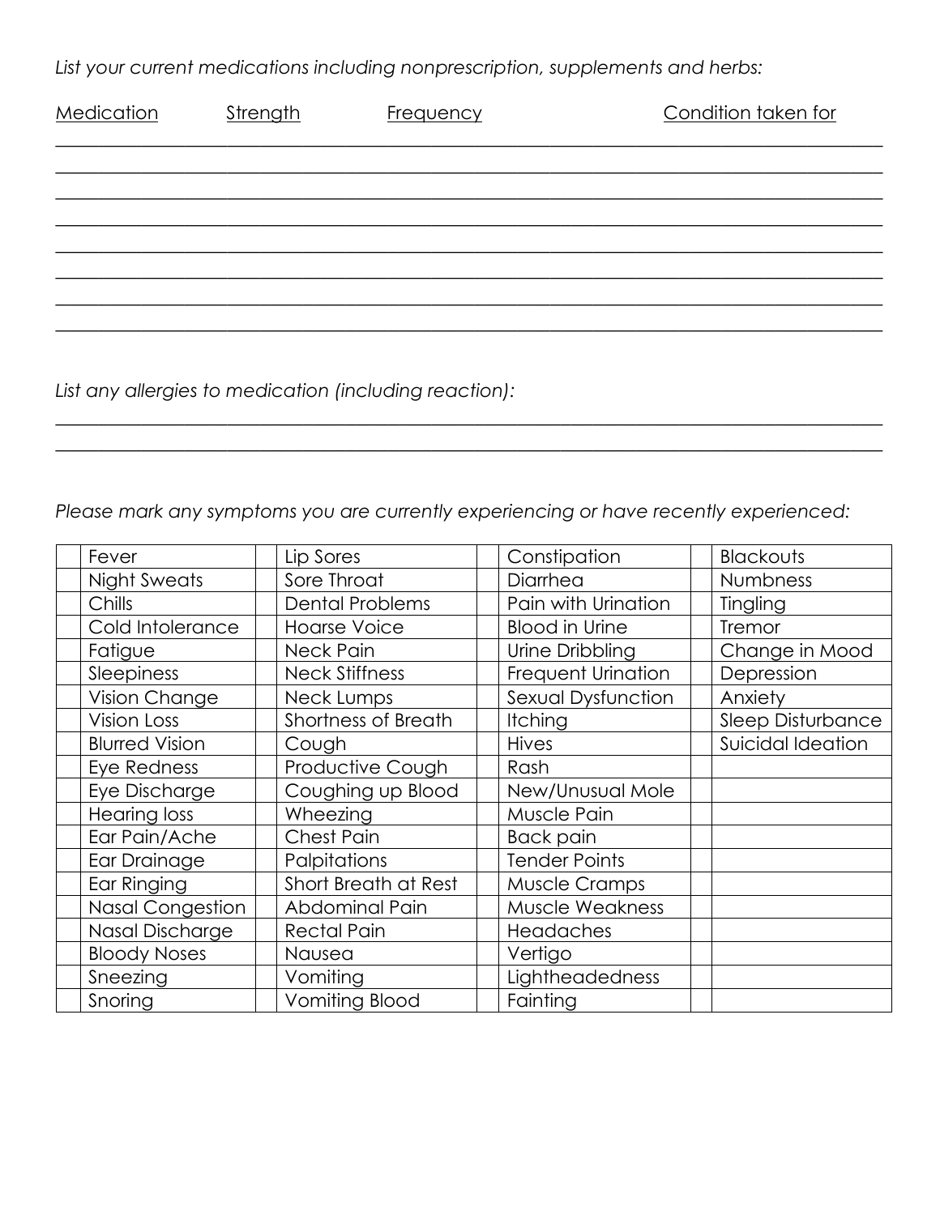*List your current medications including nonprescription, supplements and herbs:*

| Medication | Strength | Frequency | Condition taken for |
|---|---|---|---|
| | | | |
| | | | |
| | | | |
| | | | |
| | | | |
| | | | |
| | | | |
| | | | |

*List any allergies to medication (including reaction):*

\_\_\_\_\_\_\_\_\_\_\_\_\_\_\_\_\_\_\_\_\_\_\_\_\_\_\_\_\_\_\_\_\_\_\_\_\_\_\_\_\_\_\_\_\_\_\_\_\_\_\_\_\_\_\_\_\_\_\_\_\_\_\_\_\_\_\_\_\_\_\_\_

\_\_\_\_\_\_\_\_\_\_\_\_\_\_\_\_\_\_\_\_\_\_\_\_\_\_\_\_\_\_\_\_\_\_\_\_\_\_\_\_\_\_\_\_\_\_\_\_\_\_\_\_\_\_\_\_\_\_\_\_\_\_\_\_\_\_\_\_\_\_\_\_

*Please mark any symptoms you are currently experiencing or have recently experienced:*

| | | | | | | | |
|---|---|---|---|---|---|---|---|
| | Fever | | Lip Sores | | Constipation | | Blackouts |
| | Night Sweats | | Sore Throat | | Diarrhea | | Numbness |
| | Chills | | Dental Problems | | Pain with Urination | | Tingling |
| | Cold Intolerance | | Hoarse Voice | | Blood in Urine | | Tremor |
| | Fatigue | | Neck Pain | | Urine Dribbling | | Change in Mood |
| | Sleepiness | | Neck Stiffness | | Frequent Urination | | Depression |
| | Vision Change | | Neck Lumps | | Sexual Dysfunction | | Anxiety |
| | Vision Loss | | Shortness of Breath | | Itching | | Sleep Disturbance |
| | Blurred Vision | | Cough | | Hives | | Suicidal Ideation |
| | Eye Redness | | Productive Cough | | Rash | | |
| | Eye Discharge | | Coughing up Blood | | New/Unusual Mole | | |
| | Hearing loss | | Wheezing | | Muscle Pain | | |
| | Ear Pain/Ache | | Chest Pain | | Back pain | | |
| | Ear Drainage | | Palpitations | | Tender Points | | |
| | Ear Ringing | | Short Breath at Rest | | Muscle Cramps | | |
| | Nasal Congestion | | Abdominal Pain | | Muscle Weakness | | |
| | Nasal Discharge | | Rectal Pain | | Headaches | | |
| | Bloody Noses | | Nausea | | Vertigo | | |
| | Sneezing | | Vomiting | | Lightheadedness | | |
| | Snoring | | Vomiting Blood | | Fainting | | |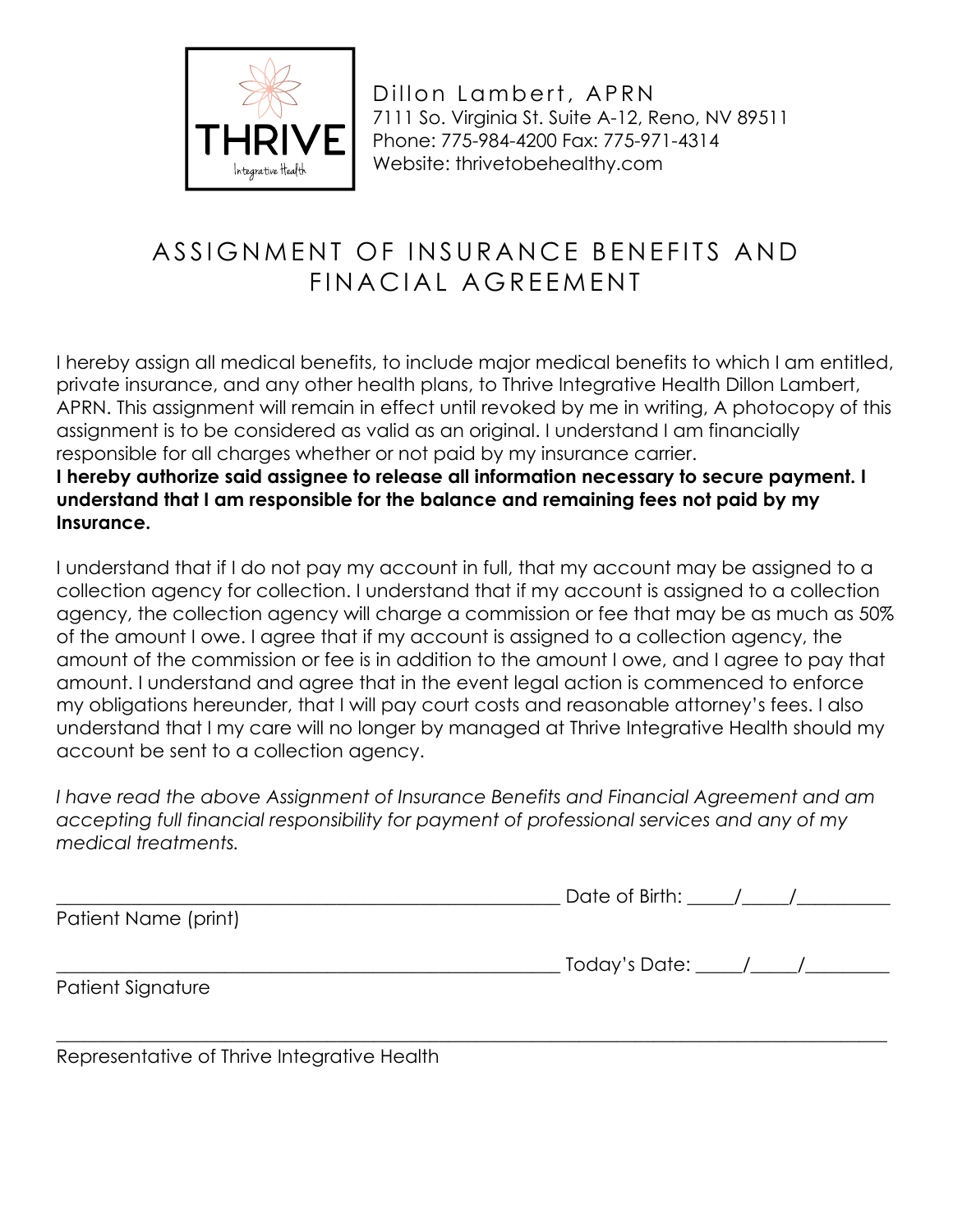THRIVE Integrative Health

Dillon Lambert, APRN
7111 So. Virginia St. Suite A-12, Reno, NV 89511
Phone: 775-984-4200 Fax: 775-971-4314
Website: thrivetobehealthy.com

# ASSIGNMENT OF INSURANCE BENEFITS AND FINACIAL AGREEMENT

I hereby assign all medical benefits, to include major medical benefits to which I am entitled, private insurance, and any other health plans, to Thrive Integrative Health Dillon Lambert, APRN. This assignment will remain in effect until revoked by me in writing, A photocopy of this assignment is to be considered as valid as an original. I understand I am financially responsible for all charges whether or not paid by my insurance carrier.
**I hereby authorize said assignee to release all information necessary to secure payment. I understand that I am responsible for the balance and remaining fees not paid by my Insurance.**

I understand that if I do not pay my account in full, that my account may be assigned to a collection agency for collection. I understand that if my account is assigned to a collection agency, the collection agency will charge a commission or fee that may be as much as 50% of the amount I owe. I agree that if my account is assigned to a collection agency, the amount of the commission or fee is in addition to the amount I owe, and I agree to pay that amount. I understand and agree that in the event legal action is commenced to enforce my obligations hereunder, that I will pay court costs and reasonable attorney's fees. I also understand that I my care will no longer by managed at Thrive Integrative Health should my account be sent to a collection agency.

*I have read the above Assignment of Insurance Benefits and Financial Agreement and am accepting full financial responsibility for payment of professional services and any of my medical treatments.*

_______________________________________________ Date of Birth: _____/_____/__________
Patient Name (print)

_______________________________________________ Today's Date: _____/_____/_________
Patient Signature

____________________________________________________________________________
Representative of Thrive Integrative Health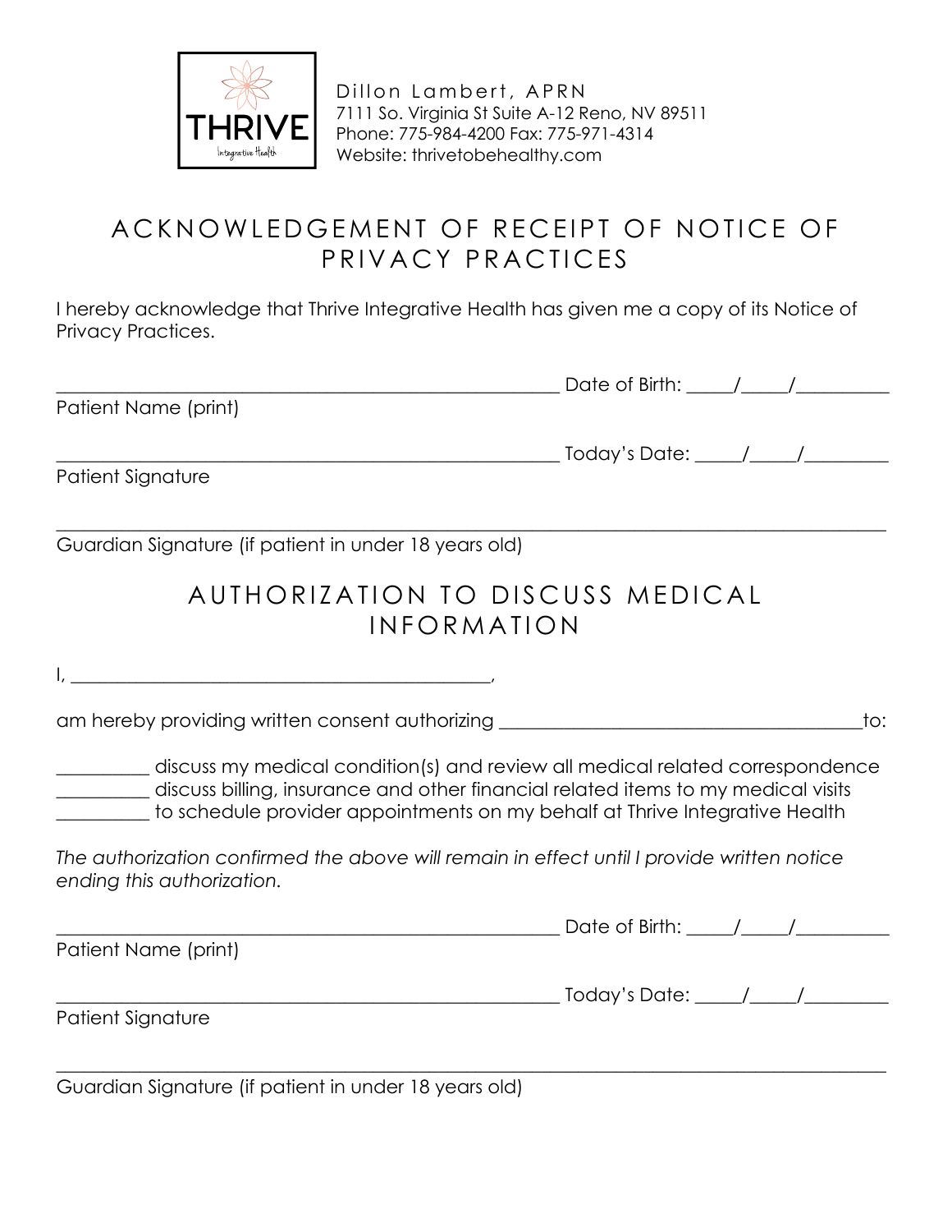THRIVE
Integrative Health

Dillon Lambert, APRN
7111 So. Virginia St Suite A-12 Reno, NV 89511
Phone: 775-984-4200 Fax: 775-971-4314
Website: thrivetobehealthy.com

# ACKNOWLEDGEMENT OF RECEIPT OF NOTICE OF PRIVACY PRACTICES

I hereby acknowledge that Thrive Integrative Health has given me a copy of its Notice of Privacy Practices.

_______________________________________________ Date of Birth: _____/_____/__________
Patient Name (print)

_______________________________________________ Today's Date: _____/_____/_________
Patient Signature

_________________________________________________________________________________
Guardian Signature (if patient in under 18 years old)

# AUTHORIZATION TO DISCUSS MEDICAL INFORMATION

I, ____________________________________________,

am hereby providing written consent authorizing ______________________________________to:

__________ discuss my medical condition(s) and review all medical related correspondence
__________ discuss billing, insurance and other financial related items to my medical visits
__________ to schedule provider appointments on my behalf at Thrive Integrative Health

*The authorization confirmed the above will remain in effect until I provide written notice ending this authorization.*

_______________________________________________ Date of Birth: _____/_____/__________
Patient Name (print)

_______________________________________________ Today's Date: _____/_____/_________
Patient Signature

_________________________________________________________________________________
Guardian Signature (if patient in under 18 years old)